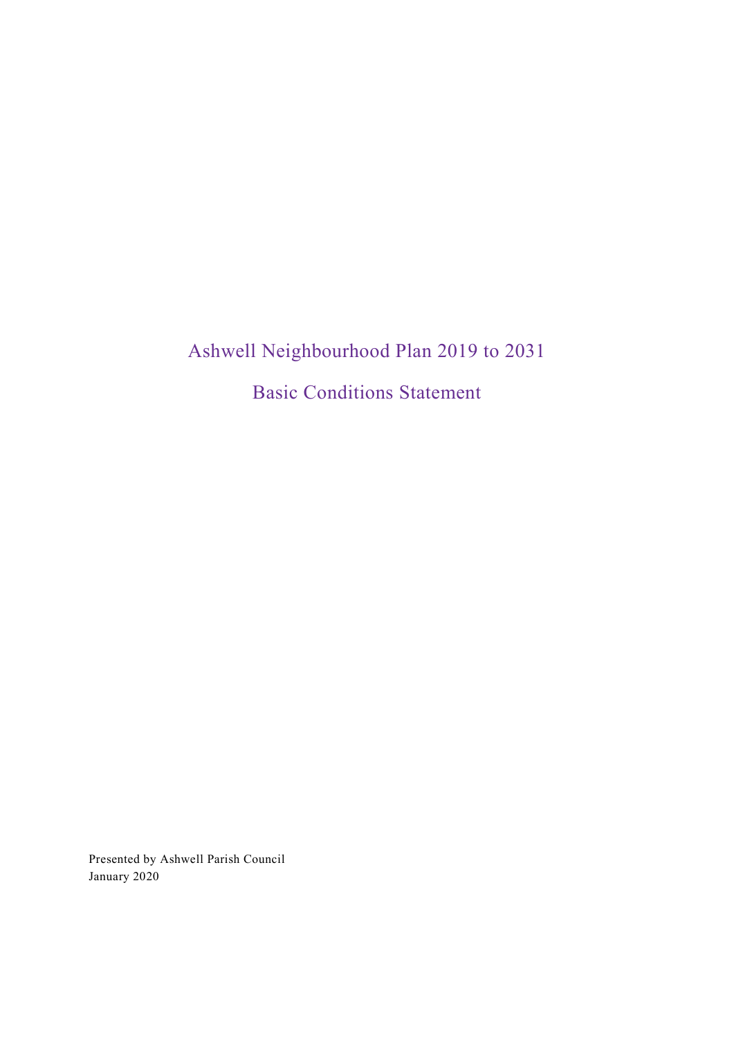# Ashwell Neighbourhood Plan 2019 to 2031

## Basic Conditions Statement

Presented by Ashwell Parish Council
January 2020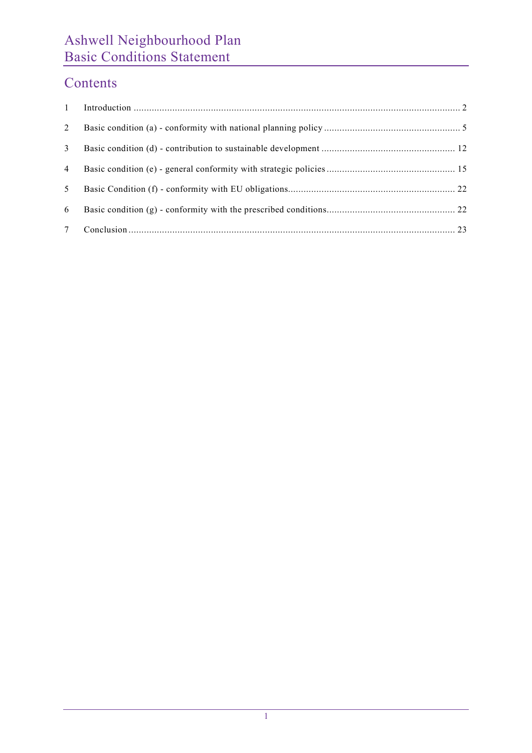# Contents

| | | |
|---|---|---|
| 1 | Introduction | 2 |
| 2 | Basic condition (a) - conformity with national planning policy | 5 |
| 3 | Basic condition (d) - contribution to sustainable development | 12 |
| 4 | Basic condition (e) - general conformity with strategic policies | 15 |
| 5 | Basic Condition (f) - conformity with EU obligations | 22 |
| 6 | Basic condition (g) - conformity with the prescribed conditions | 22 |
| 7 | Conclusion | 23 |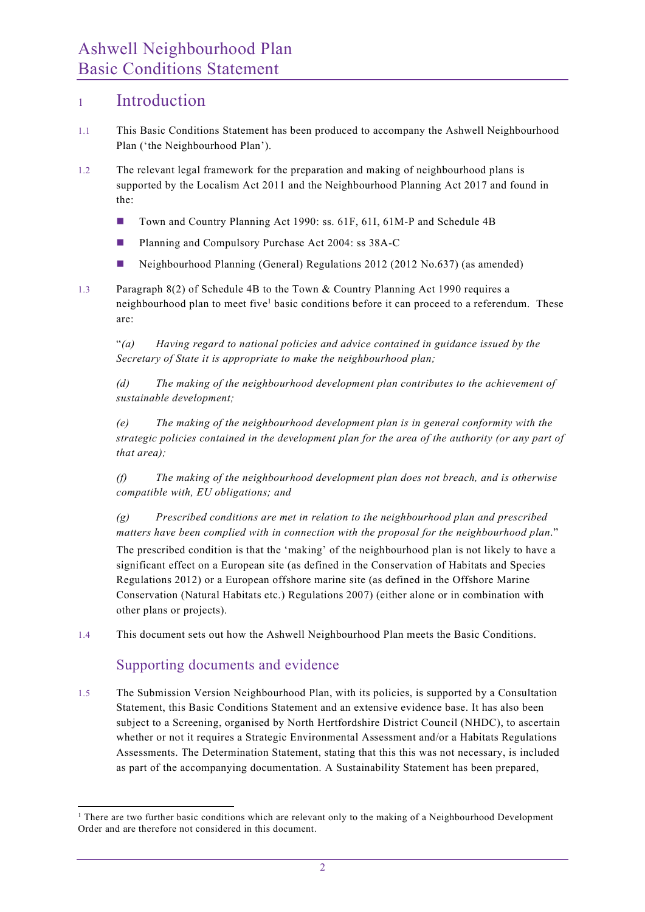# 1 Introduction

1.1 This Basic Conditions Statement has been produced to accompany the Ashwell Neighbourhood Plan ('the Neighbourhood Plan').

1.2 The relevant legal framework for the preparation and making of neighbourhood plans is supported by the Localism Act 2011 and the Neighbourhood Planning Act 2017 and found in the:

- Town and Country Planning Act 1990: ss. 61F, 61I, 61M-P and Schedule 4B
- Planning and Compulsory Purchase Act 2004: ss 38A-C
- Neighbourhood Planning (General) Regulations 2012 (2012 No.637) (as amended)

1.3 Paragraph 8(2) of Schedule 4B to the Town & Country Planning Act 1990 requires a neighbourhood plan to meet five[1] basic conditions before it can proceed to a referendum. These are:

"*(a) Having regard to national policies and advice contained in guidance issued by the Secretary of State it is appropriate to make the neighbourhood plan;*

*(d) The making of the neighbourhood development plan contributes to the achievement of sustainable development;*

*(e) The making of the neighbourhood development plan is in general conformity with the strategic policies contained in the development plan for the area of the authority (or any part of that area);*

*(f) The making of the neighbourhood development plan does not breach, and is otherwise compatible with, EU obligations; and*

*(g) Prescribed conditions are met in relation to the neighbourhood plan and prescribed matters have been complied with in connection with the proposal for the neighbourhood plan.*"

The prescribed condition is that the 'making' of the neighbourhood plan is not likely to have a significant effect on a European site (as defined in the Conservation of Habitats and Species Regulations 2012) or a European offshore marine site (as defined in the Offshore Marine Conservation (Natural Habitats etc.) Regulations 2007) (either alone or in combination with other plans or projects).

1.4 This document sets out how the Ashwell Neighbourhood Plan meets the Basic Conditions.

## Supporting documents and evidence

1.5 The Submission Version Neighbourhood Plan, with its policies, is supported by a Consultation Statement, this Basic Conditions Statement and an extensive evidence base. It has also been subject to a Screening, organised by North Hertfordshire District Council (NHDC), to ascertain whether or not it requires a Strategic Environmental Assessment and/or a Habitats Regulations Assessments. The Determination Statement, stating that this this was not necessary, is included as part of the accompanying documentation. A Sustainability Statement has been prepared,

[1] There are two further basic conditions which are relevant only to the making of a Neighbourhood Development Order and are therefore not considered in this document.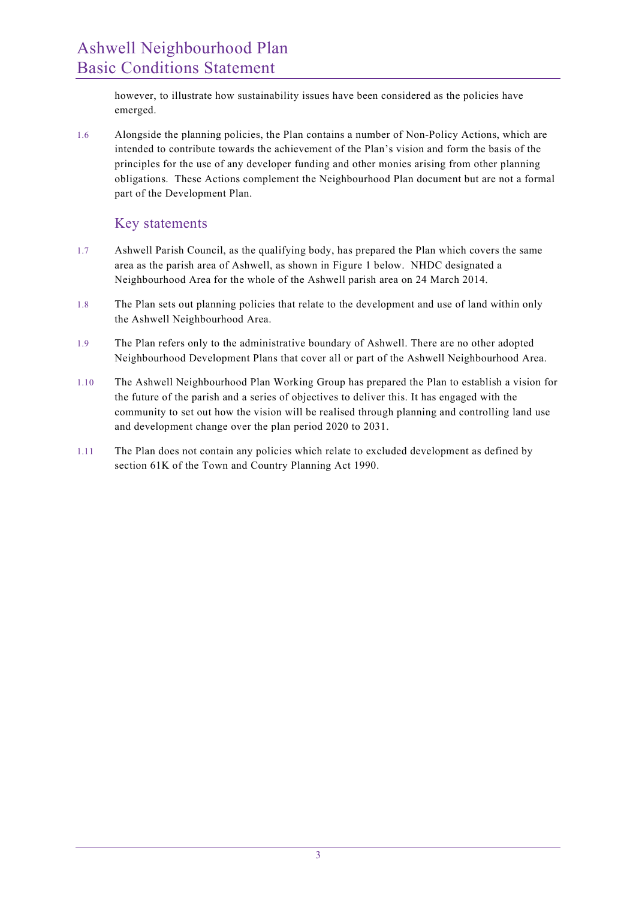however, to illustrate how sustainability issues have been considered as the policies have emerged.

1.6 Alongside the planning policies, the Plan contains a number of Non-Policy Actions, which are intended to contribute towards the achievement of the Plan's vision and form the basis of the principles for the use of any developer funding and other monies arising from other planning obligations. These Actions complement the Neighbourhood Plan document but are not a formal part of the Development Plan.

## Key statements

1.7 Ashwell Parish Council, as the qualifying body, has prepared the Plan which covers the same area as the parish area of Ashwell, as shown in Figure 1 below. NHDC designated a Neighbourhood Area for the whole of the Ashwell parish area on 24 March 2014.

1.8 The Plan sets out planning policies that relate to the development and use of land within only the Ashwell Neighbourhood Area.

1.9 The Plan refers only to the administrative boundary of Ashwell. There are no other adopted Neighbourhood Development Plans that cover all or part of the Ashwell Neighbourhood Area.

1.10 The Ashwell Neighbourhood Plan Working Group has prepared the Plan to establish a vision for the future of the parish and a series of objectives to deliver this. It has engaged with the community to set out how the vision will be realised through planning and controlling land use and development change over the plan period 2020 to 2031.

1.11 The Plan does not contain any policies which relate to excluded development as defined by section 61K of the Town and Country Planning Act 1990.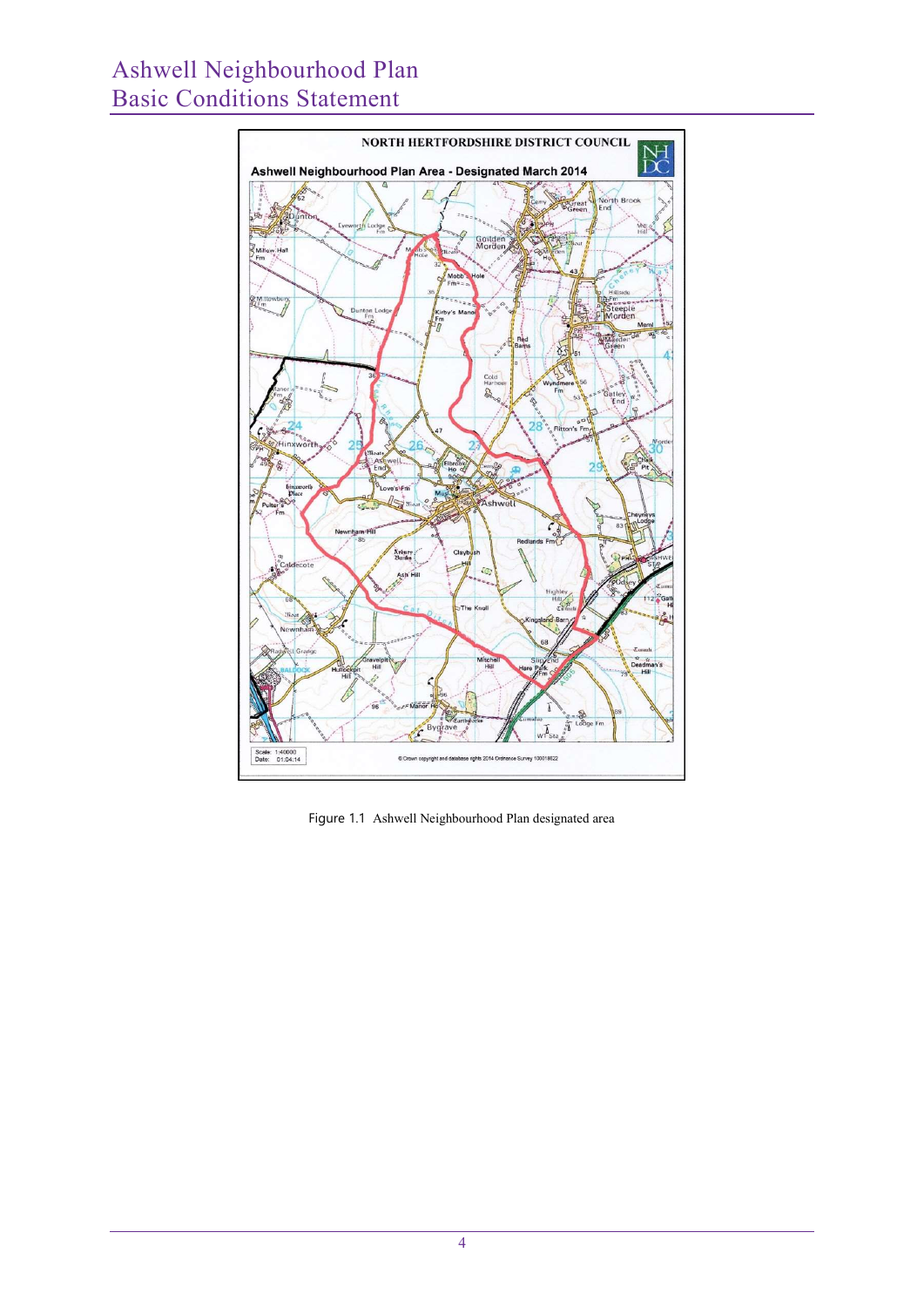NORTH HERTFORDSHIRE DISTRICT COUNCIL

Ashwell Neighbourhood Plan Area - Designated March 2014

Scale: 1:40000
Date: 01:04:14

© Crown copyright and database rights 2014 Ordnance Survey 100018622

Figure 1.1 Ashwell Neighbourhood Plan designated area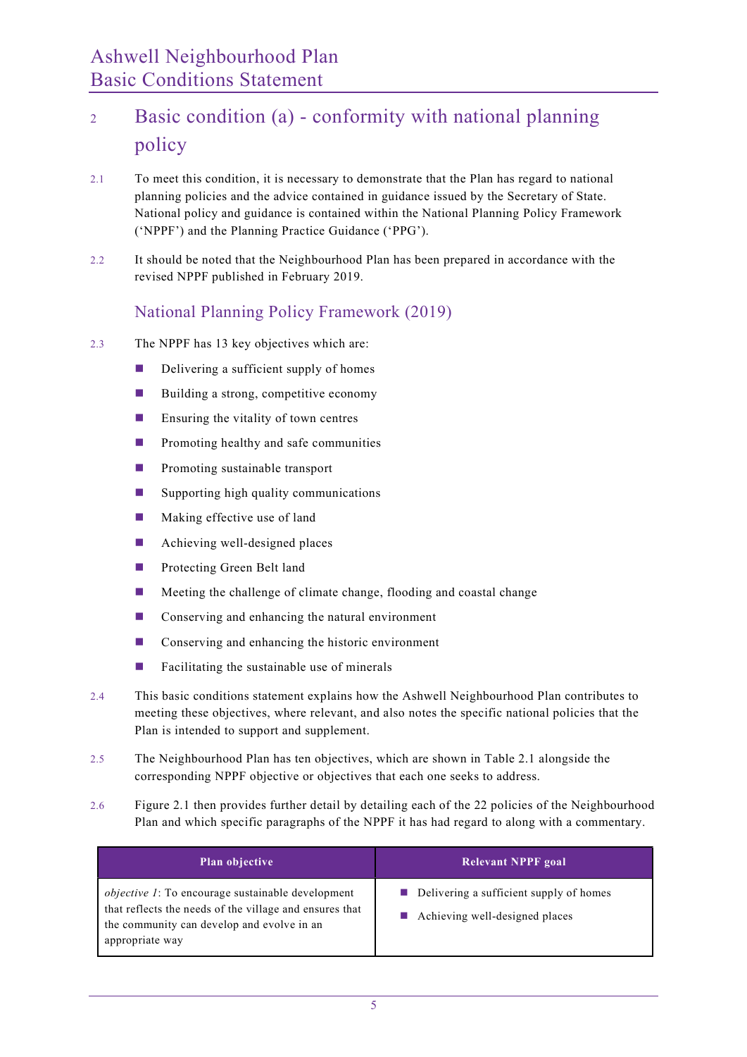## 2 Basic condition (a) - conformity with national planning policy

2.1 To meet this condition, it is necessary to demonstrate that the Plan has regard to national planning policies and the advice contained in guidance issued by the Secretary of State. National policy and guidance is contained within the National Planning Policy Framework ('NPPF') and the Planning Practice Guidance ('PPG').

2.2 It should be noted that the Neighbourhood Plan has been prepared in accordance with the revised NPPF published in February 2019.

### National Planning Policy Framework (2019)

2.3 The NPPF has 13 key objectives which are:

- Delivering a sufficient supply of homes
- Building a strong, competitive economy
- Ensuring the vitality of town centres
- Promoting healthy and safe communities
- Promoting sustainable transport
- Supporting high quality communications
- Making effective use of land
- Achieving well-designed places
- Protecting Green Belt land
- Meeting the challenge of climate change, flooding and coastal change
- Conserving and enhancing the natural environment
- Conserving and enhancing the historic environment
- Facilitating the sustainable use of minerals

2.4 This basic conditions statement explains how the Ashwell Neighbourhood Plan contributes to meeting these objectives, where relevant, and also notes the specific national policies that the Plan is intended to support and supplement.

2.5 The Neighbourhood Plan has ten objectives, which are shown in Table 2.1 alongside the corresponding NPPF objective or objectives that each one seeks to address.

2.6 Figure 2.1 then provides further detail by detailing each of the 22 policies of the Neighbourhood Plan and which specific paragraphs of the NPPF it has had regard to along with a commentary.

| Plan objective | Relevant NPPF goal |
|---|---|
| *objective 1*: To encourage sustainable development that reflects the needs of the village and ensures that the community can develop and evolve in an appropriate way | - Delivering a sufficient supply of homes<br>- Achieving well-designed places |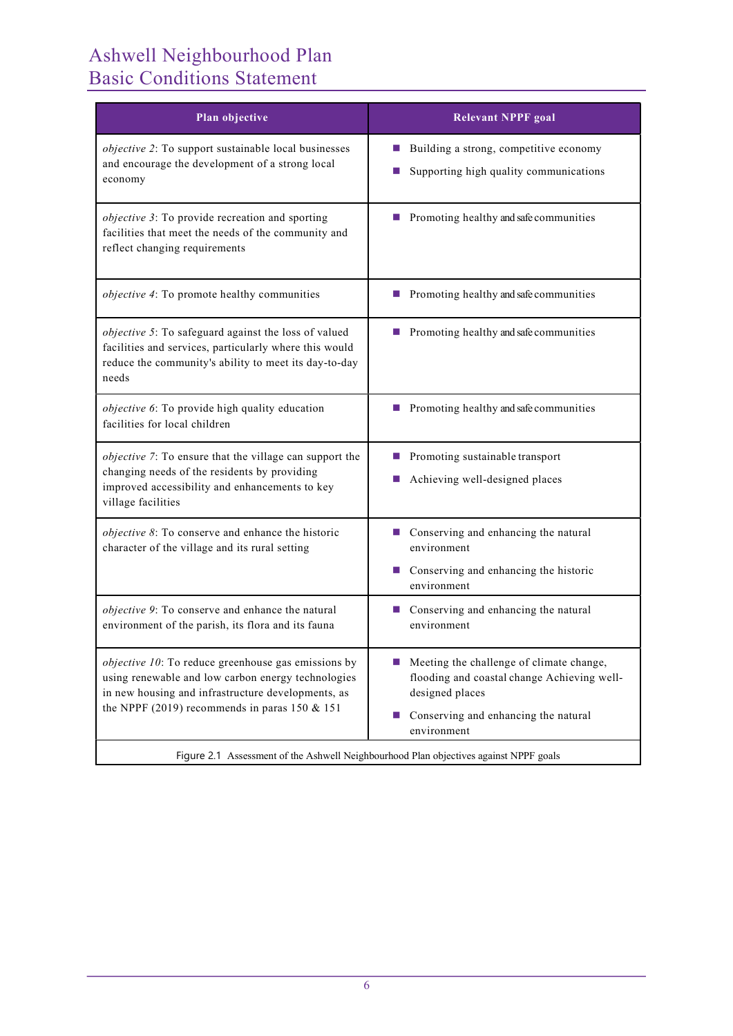| Plan objective | Relevant NPPF goal |
|---|---|
| *objective 2*: To support sustainable local businesses and encourage the development of a strong local economy | ■ Building a strong, competitive economy<br>■ Supporting high quality communications |
| *objective 3*: To provide recreation and sporting facilities that meet the needs of the community and reflect changing requirements | ■ Promoting healthy and safe communities |
| *objective 4*: To promote healthy communities | ■ Promoting healthy and safe communities |
| *objective 5*: To safeguard against the loss of valued facilities and services, particularly where this would reduce the community's ability to meet its day-to-day needs | ■ Promoting healthy and safe communities |
| *objective 6*: To provide high quality education facilities for local children | ■ Promoting healthy and safe communities |
| *objective 7*: To ensure that the village can support the changing needs of the residents by providing improved accessibility and enhancements to key village facilities | ■ Promoting sustainable transport<br>■ Achieving well-designed places |
| *objective 8*: To conserve and enhance the historic character of the village and its rural setting | ■ Conserving and enhancing the natural environment<br>■ Conserving and enhancing the historic environment |
| *objective 9*: To conserve and enhance the natural environment of the parish, its flora and its fauna | ■ Conserving and enhancing the natural environment |
| *objective 10*: To reduce greenhouse gas emissions by using renewable and low carbon energy technologies in new housing and infrastructure developments, as the NPPF (2019) recommends in paras 150 & 151 | ■ Meeting the challenge of climate change, flooding and coastal change Achieving well-designed places<br>■ Conserving and enhancing the natural environment |

Figure 2.1 Assessment of the Ashwell Neighbourhood Plan objectives against NPPF goals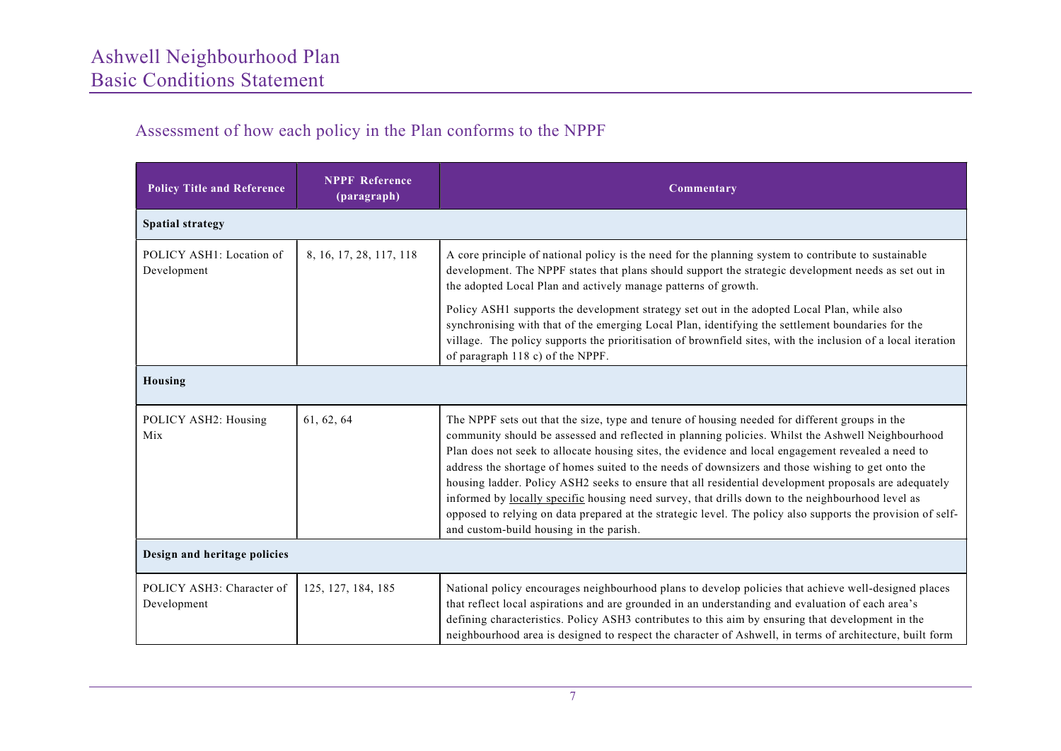## Assessment of how each policy in the Plan conforms to the NPPF

| Policy Title and Reference | NPPF Reference (paragraph) | Commentary |
|---|---|---|
| **Spatial strategy** | | |
| POLICY ASH1: Location of Development | 8, 16, 17, 28, 117, 118 | A core principle of national policy is the need for the planning system to contribute to sustainable development. The NPPF states that plans should support the strategic development needs as set out in the adopted Local Plan and actively manage patterns of growth.<br><br>Policy ASH1 supports the development strategy set out in the adopted Local Plan, while also synchronising with that of the emerging Local Plan, identifying the settlement boundaries for the village. The policy supports the prioritisation of brownfield sites, with the inclusion of a local iteration of paragraph 118 c) of the NPPF. |
| **Housing** | | |
| POLICY ASH2: Housing Mix | 61, 62, 64 | The NPPF sets out that the size, type and tenure of housing needed for different groups in the community should be assessed and reflected in planning policies. Whilst the Ashwell Neighbourhood Plan does not seek to allocate housing sites, the evidence and local engagement revealed a need to address the shortage of homes suited to the needs of downsizers and those wishing to get onto the housing ladder. Policy ASH2 seeks to ensure that all residential development proposals are adequately informed by locally specific housing need survey, that drills down to the neighbourhood level as opposed to relying on data prepared at the strategic level. The policy also supports the provision of self- and custom-build housing in the parish. |
| **Design and heritage policies** | | |
| POLICY ASH3: Character of Development | 125, 127, 184, 185 | National policy encourages neighbourhood plans to develop policies that achieve well-designed places that reflect local aspirations and are grounded in an understanding and evaluation of each area's defining characteristics. Policy ASH3 contributes to this aim by ensuring that development in the neighbourhood area is designed to respect the character of Ashwell, in terms of architecture, built form |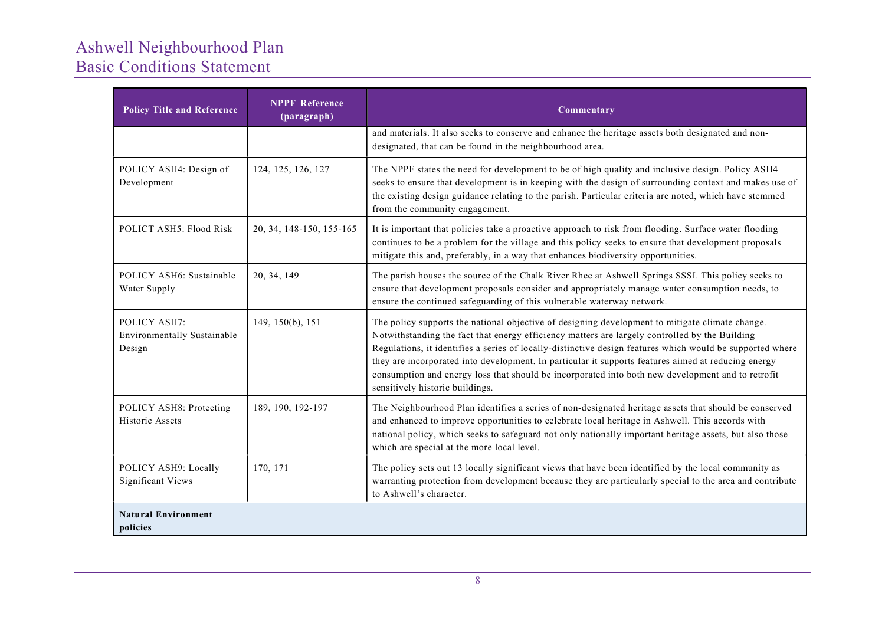| Policy Title and Reference | NPPF Reference (paragraph) | Commentary |
| --- | --- | --- |
| | | and materials. It also seeks to conserve and enhance the heritage assets both designated and non-designated, that can be found in the neighbourhood area. |
| POLICY ASH4: Design of Development | 124, 125, 126, 127 | The NPPF states the need for development to be of high quality and inclusive design. Policy ASH4 seeks to ensure that development is in keeping with the design of surrounding context and makes use of the existing design guidance relating to the parish. Particular criteria are noted, which have stemmed from the community engagement. |
| POLICT ASH5: Flood Risk | 20, 34, 148-150, 155-165 | It is important that policies take a proactive approach to risk from flooding. Surface water flooding continues to be a problem for the village and this policy seeks to ensure that development proposals mitigate this and, preferably, in a way that enhances biodiversity opportunities. |
| POLICY ASH6: Sustainable Water Supply | 20, 34, 149 | The parish houses the source of the Chalk River Rhee at Ashwell Springs SSSI. This policy seeks to ensure that development proposals consider and appropriately manage water consumption needs, to ensure the continued safeguarding of this vulnerable waterway network. |
| POLICY ASH7: Environmentally Sustainable Design | 149, 150(b), 151 | The policy supports the national objective of designing development to mitigate climate change. Notwithstanding the fact that energy efficiency matters are largely controlled by the Building Regulations, it identifies a series of locally-distinctive design features which would be supported where they are incorporated into development. In particular it supports features aimed at reducing energy consumption and energy loss that should be incorporated into both new development and to retrofit sensitively historic buildings. |
| POLICY ASH8: Protecting Historic Assets | 189, 190, 192-197 | The Neighbourhood Plan identifies a series of non-designated heritage assets that should be conserved and enhanced to improve opportunities to celebrate local heritage in Ashwell. This accords with national policy, which seeks to safeguard not only nationally important heritage assets, but also those which are special at the more local level. |
| POLICY ASH9: Locally Significant Views | 170, 171 | The policy sets out 13 locally significant views that have been identified by the local community as warranting protection from development because they are particularly special to the area and contribute to Ashwell's character. |
| **Natural Environment policies** | | |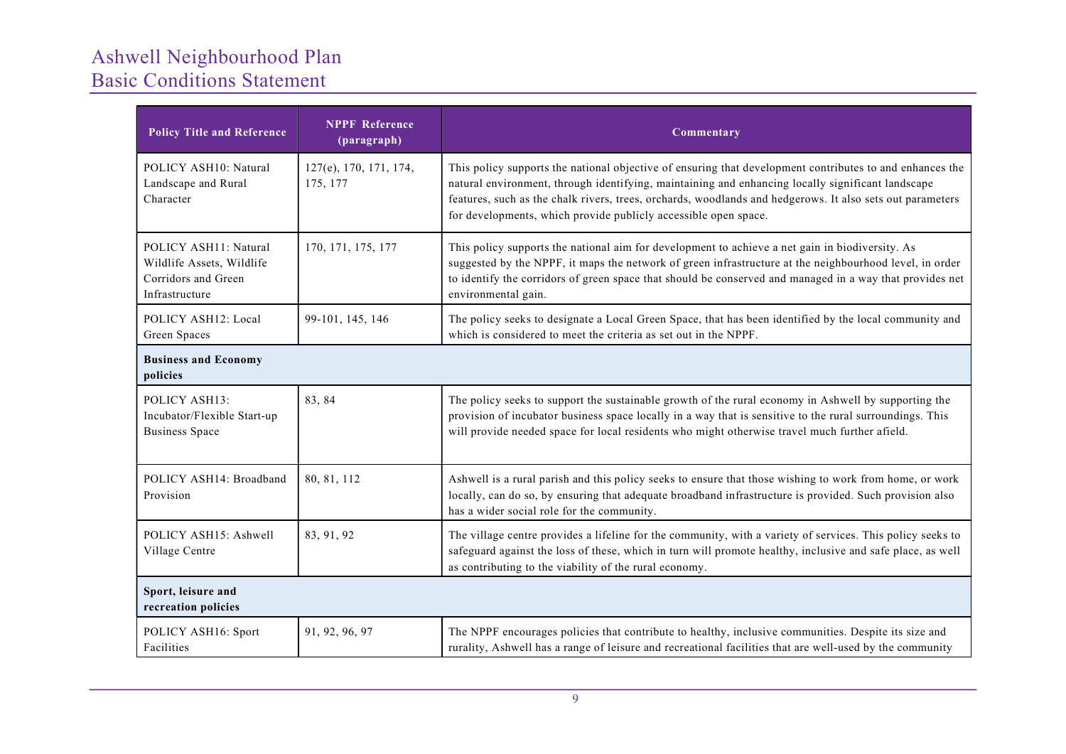| Policy Title and Reference | NPPF Reference (paragraph) | Commentary |
|---|---|---|
| POLICY ASH10: Natural Landscape and Rural Character | 127(e), 170, 171, 174, 175, 177 | This policy supports the national objective of ensuring that development contributes to and enhances the natural environment, through identifying, maintaining and enhancing locally significant landscape features, such as the chalk rivers, trees, orchards, woodlands and hedgerows. It also sets out parameters for developments, which provide publicly accessible open space. |
| POLICY ASH11: Natural Wildlife Assets, Wildlife Corridors and Green Infrastructure | 170, 171, 175, 177 | This policy supports the national aim for development to achieve a net gain in biodiversity. As suggested by the NPPF, it maps the network of green infrastructure at the neighbourhood level, in order to identify the corridors of green space that should be conserved and managed in a way that provides net environmental gain. |
| POLICY ASH12: Local Green Spaces | 99-101, 145, 146 | The policy seeks to designate a Local Green Space, that has been identified by the local community and which is considered to meet the criteria as set out in the NPPF. |
| **Business and Economy policies** | | |
| POLICY ASH13: Incubator/Flexible Start-up Business Space | 83, 84 | The policy seeks to support the sustainable growth of the rural economy in Ashwell by supporting the provision of incubator business space locally in a way that is sensitive to the rural surroundings. This will provide needed space for local residents who might otherwise travel much further afield. |
| POLICY ASH14: Broadband Provision | 80, 81, 112 | Ashwell is a rural parish and this policy seeks to ensure that those wishing to work from home, or work locally, can do so, by ensuring that adequate broadband infrastructure is provided. Such provision also has a wider social role for the community. |
| POLICY ASH15: Ashwell Village Centre | 83, 91, 92 | The village centre provides a lifeline for the community, with a variety of services. This policy seeks to safeguard against the loss of these, which in turn will promote healthy, inclusive and safe place, as well as contributing to the viability of the rural economy. |
| **Sport, leisure and recreation policies** | | |
| POLICY ASH16: Sport Facilities | 91, 92, 96, 97 | The NPPF encourages policies that contribute to healthy, inclusive communities. Despite its size and rurality, Ashwell has a range of leisure and recreational facilities that are well-used by the community |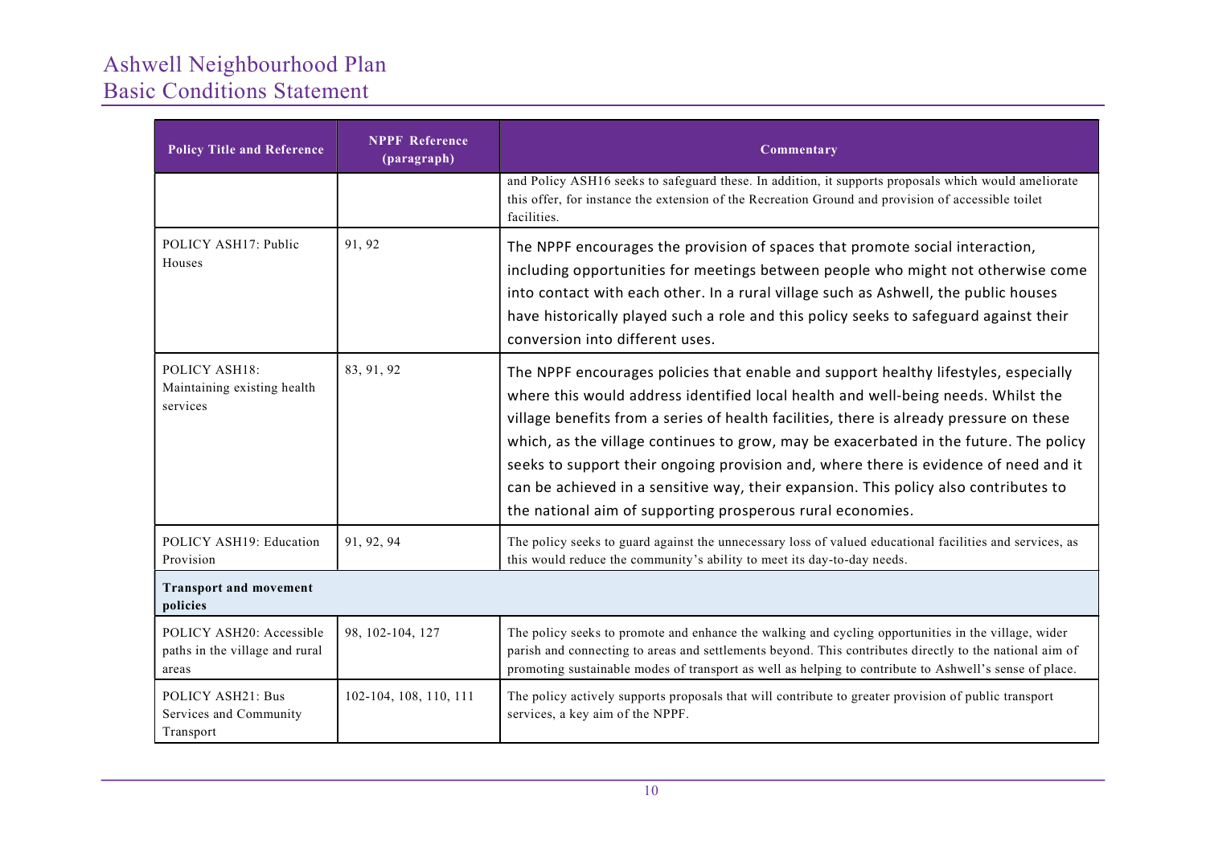| Policy Title and Reference | NPPF Reference (paragraph) | Commentary |
|---|---|---|
| | | and Policy ASH16 seeks to safeguard these. In addition, it supports proposals which would ameliorate this offer, for instance the extension of the Recreation Ground and provision of accessible toilet facilities. |
| POLICY ASH17: Public Houses | 91, 92 | The NPPF encourages the provision of spaces that promote social interaction, including opportunities for meetings between people who might not otherwise come into contact with each other. In a rural village such as Ashwell, the public houses have historically played such a role and this policy seeks to safeguard against their conversion into different uses. |
| POLICY ASH18: Maintaining existing health services | 83, 91, 92 | The NPPF encourages policies that enable and support healthy lifestyles, especially where this would address identified local health and well-being needs. Whilst the village benefits from a series of health facilities, there is already pressure on these which, as the village continues to grow, may be exacerbated in the future. The policy seeks to support their ongoing provision and, where there is evidence of need and it can be achieved in a sensitive way, their expansion. This policy also contributes to the national aim of supporting prosperous rural economies. |
| POLICY ASH19: Education Provision | 91, 92, 94 | The policy seeks to guard against the unnecessary loss of valued educational facilities and services, as this would reduce the community's ability to meet its day-to-day needs. |
| **Transport and movement policies** | | |
| POLICY ASH20: Accessible paths in the village and rural areas | 98, 102-104, 127 | The policy seeks to promote and enhance the walking and cycling opportunities in the village, wider parish and connecting to areas and settlements beyond. This contributes directly to the national aim of promoting sustainable modes of transport as well as helping to contribute to Ashwell's sense of place. |
| POLICY ASH21: Bus Services and Community Transport | 102-104, 108, 110, 111 | The policy actively supports proposals that will contribute to greater provision of public transport services, a key aim of the NPPF. |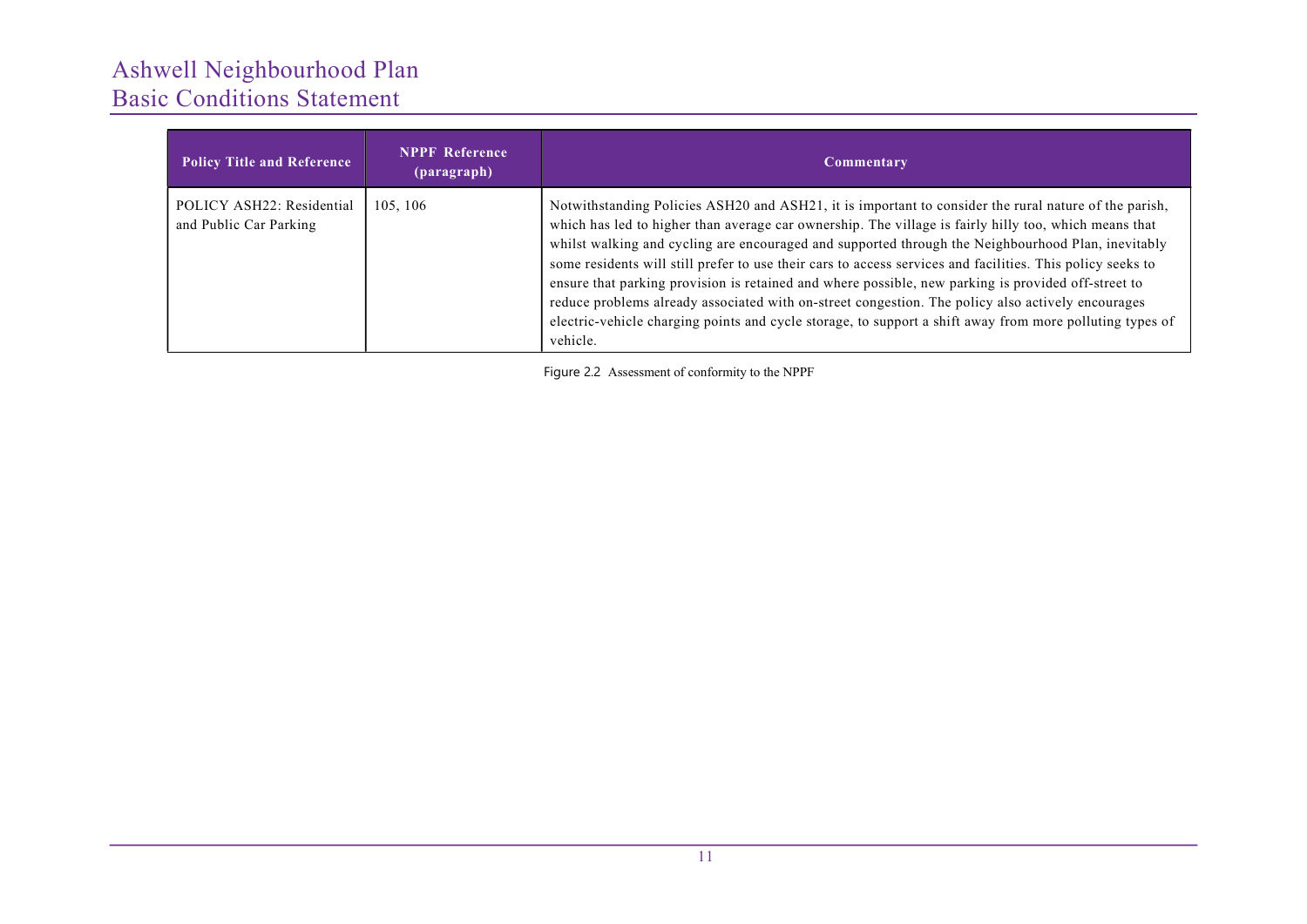| Policy Title and Reference | NPPF Reference (paragraph) | Commentary |
|---|---|---|
| POLICY ASH22: Residential and Public Car Parking | 105, 106 | Notwithstanding Policies ASH20 and ASH21, it is important to consider the rural nature of the parish, which has led to higher than average car ownership. The village is fairly hilly too, which means that whilst walking and cycling are encouraged and supported through the Neighbourhood Plan, inevitably some residents will still prefer to use their cars to access services and facilities. This policy seeks to ensure that parking provision is retained and where possible, new parking is provided off-street to reduce problems already associated with on-street congestion. The policy also actively encourages electric-vehicle charging points and cycle storage, to support a shift away from more polluting types of vehicle. |

Figure 2.2 Assessment of conformity to the NPPF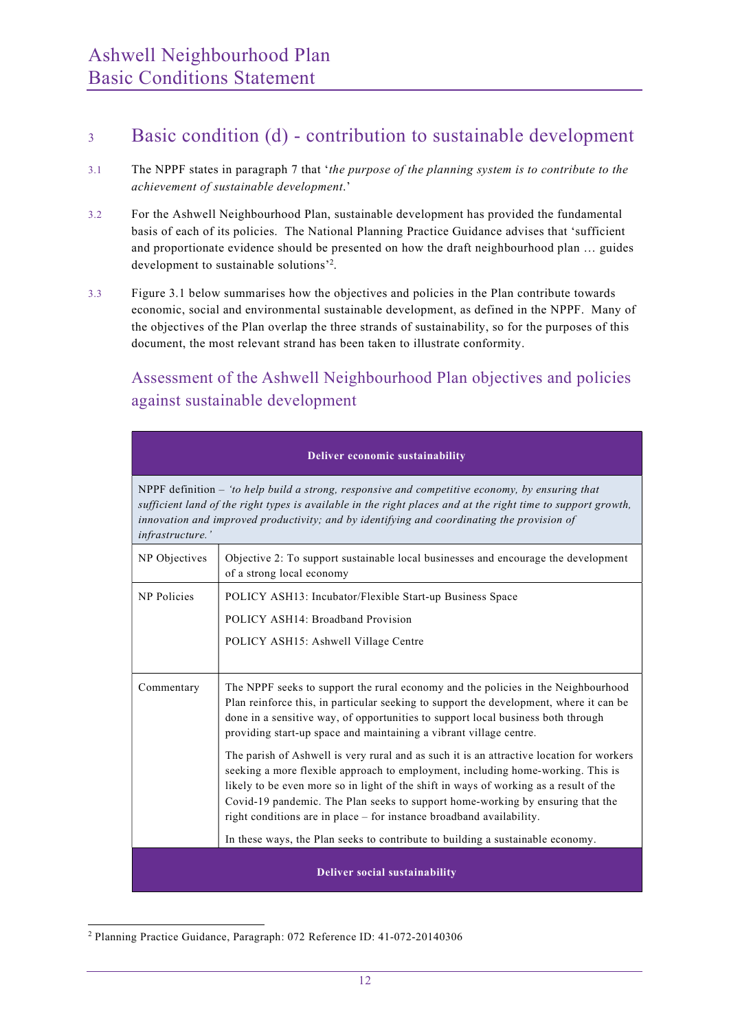## 3 Basic condition (d) - contribution to sustainable development

3.1 The NPPF states in paragraph 7 that '*the purpose of the planning system is to contribute to the achievement of sustainable development*.'

3.2 For the Ashwell Neighbourhood Plan, sustainable development has provided the fundamental basis of each of its policies. The National Planning Practice Guidance advises that 'sufficient and proportionate evidence should be presented on how the draft neighbourhood plan … guides development to sustainable solutions'[2].

3.3 Figure 3.1 below summarises how the objectives and policies in the Plan contribute towards economic, social and environmental sustainable development, as defined in the NPPF. Many of the objectives of the Plan overlap the three strands of sustainability, so for the purposes of this document, the most relevant strand has been taken to illustrate conformity.

### Assessment of the Ashwell Neighbourhood Plan objectives and policies against sustainable development

| **Deliver economic sustainability** | |
|---|---|
| NPPF definition – *'to help build a strong, responsive and competitive economy, by ensuring that sufficient land of the right types is available in the right places and at the right time to support growth, innovation and improved productivity; and by identifying and coordinating the provision of infrastructure.'* | |
| NP Objectives | Objective 2: To support sustainable local businesses and encourage the development of a strong local economy |
| NP Policies | POLICY ASH13: Incubator/Flexible Start-up Business Space<br>POLICY ASH14: Broadband Provision<br>POLICY ASH15: Ashwell Village Centre |
| Commentary | The NPPF seeks to support the rural economy and the policies in the Neighbourhood Plan reinforce this, in particular seeking to support the development, where it can be done in a sensitive way, of opportunities to support local business both through providing start-up space and maintaining a vibrant village centre.<br>The parish of Ashwell is very rural and as such it is an attractive location for workers seeking a more flexible approach to employment, including home-working. This is likely to be even more so in light of the shift in ways of working as a result of the Covid-19 pandemic. The Plan seeks to support home-working by ensuring that the right conditions are in place – for instance broadband availability.<br>In these ways, the Plan seeks to contribute to building a sustainable economy. |
| **Deliver social sustainability** | |

[2] Planning Practice Guidance, Paragraph: 072 Reference ID: 41-072-20140306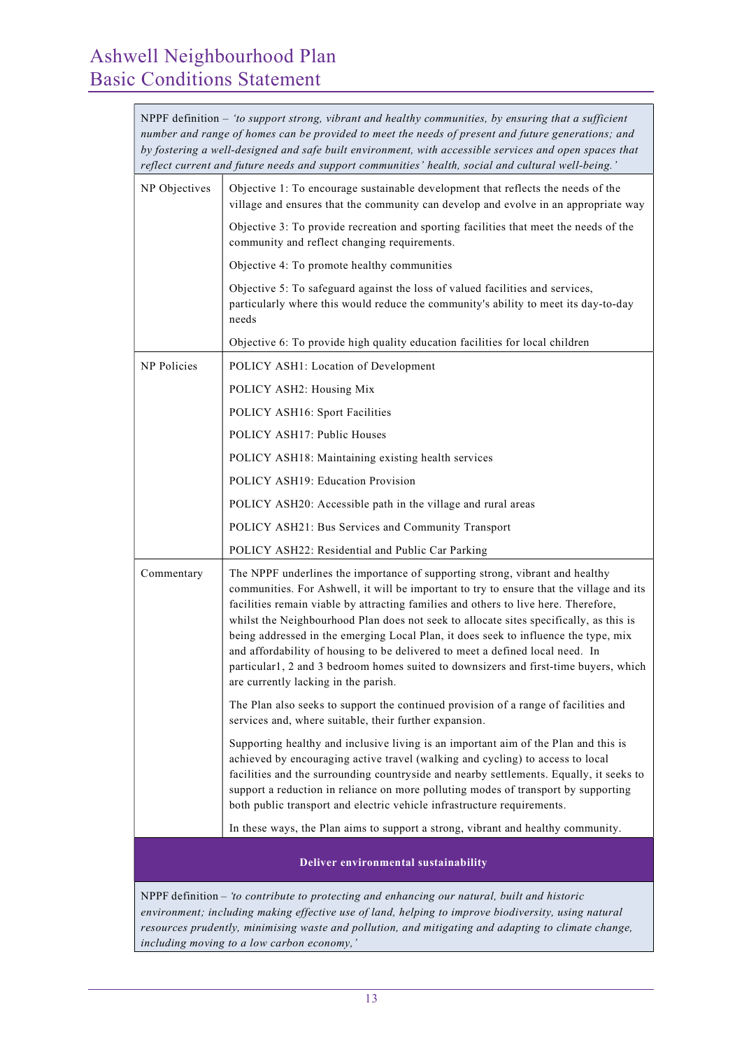| NPPF definition – *'to support strong, vibrant and healthy communities, by ensuring that a sufficient number and range of homes can be provided to meet the needs of present and future generations; and by fostering a well-designed and safe built environment, with accessible services and open spaces that reflect current and future needs and support communities' health, social and cultural well-being.'* | |
|---|---|
| NP Objectives | Objective 1: To encourage sustainable development that reflects the needs of the village and ensures that the community can develop and evolve in an appropriate way<br><br>Objective 3: To provide recreation and sporting facilities that meet the needs of the community and reflect changing requirements.<br><br>Objective 4: To promote healthy communities<br><br>Objective 5: To safeguard against the loss of valued facilities and services, particularly where this would reduce the community's ability to meet its day-to-day needs<br><br>Objective 6: To provide high quality education facilities for local children |
| NP Policies | POLICY ASH1: Location of Development<br><br>POLICY ASH2: Housing Mix<br><br>POLICY ASH16: Sport Facilities<br><br>POLICY ASH17: Public Houses<br><br>POLICY ASH18: Maintaining existing health services<br><br>POLICY ASH19: Education Provision<br><br>POLICY ASH20: Accessible path in the village and rural areas<br><br>POLICY ASH21: Bus Services and Community Transport<br><br>POLICY ASH22: Residential and Public Car Parking |
| Commentary | The NPPF underlines the importance of supporting strong, vibrant and healthy communities. For Ashwell, it will be important to try to ensure that the village and its facilities remain viable by attracting families and others to live here. Therefore, whilst the Neighbourhood Plan does not seek to allocate sites specifically, as this is being addressed in the emerging Local Plan, it does seek to influence the type, mix and affordability of housing to be delivered to meet a defined local need. In particular1, 2 and 3 bedroom homes suited to downsizers and first-time buyers, which are currently lacking in the parish.<br><br>The Plan also seeks to support the continued provision of a range of facilities and services and, where suitable, their further expansion.<br><br>Supporting healthy and inclusive living is an important aim of the Plan and this is achieved by encouraging active travel (walking and cycling) to access to local facilities and the surrounding countryside and nearby settlements. Equally, it seeks to support a reduction in reliance on more polluting modes of transport by supporting both public transport and electric vehicle infrastructure requirements.<br><br>In these ways, the Plan aims to support a strong, vibrant and healthy community. |

| **Deliver environmental sustainability** |
|---|
| NPPF definition – *'to contribute to protecting and enhancing our natural, built and historic environment; including making effective use of land, helping to improve biodiversity, using natural resources prudently, minimising waste and pollution, and mitigating and adapting to climate change, including moving to a low carbon economy,'* |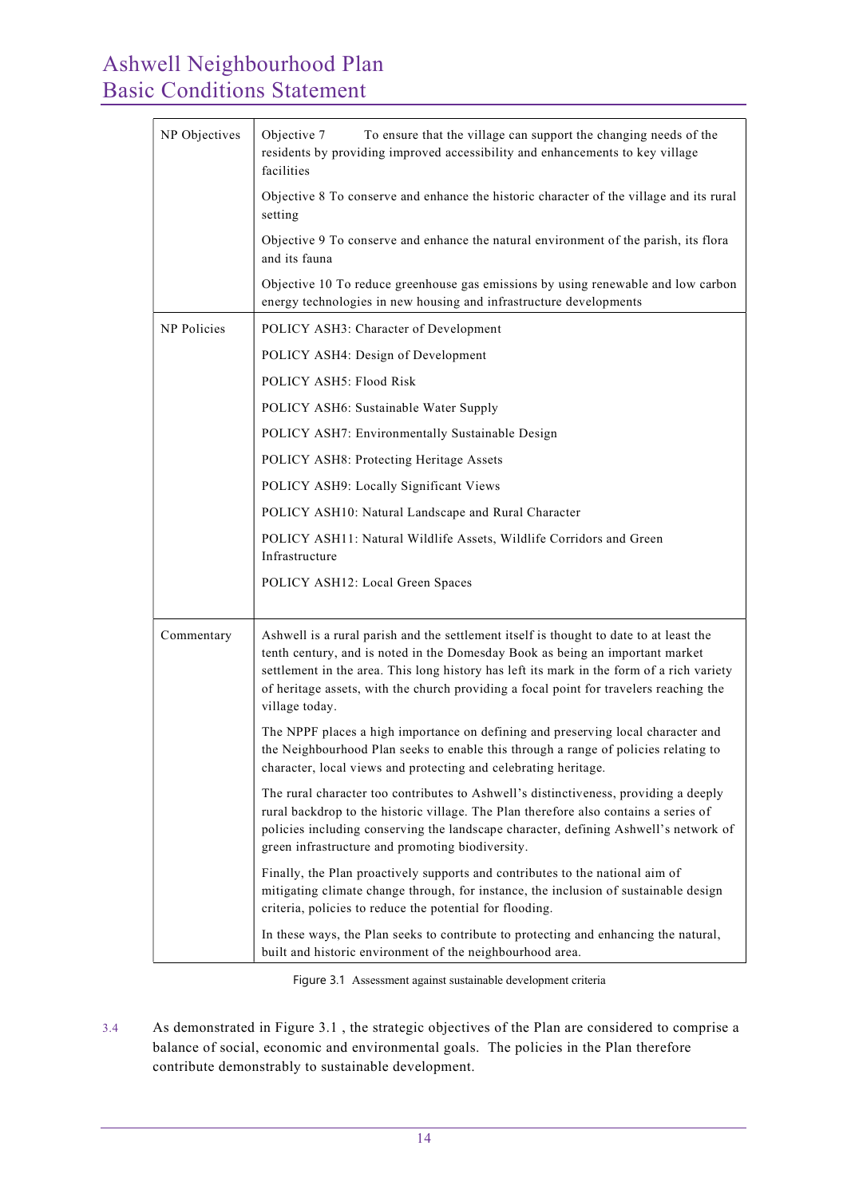| | |
|---|---|
| NP Objectives | Objective 7 To ensure that the village can support the changing needs of the residents by providing improved accessibility and enhancements to key village facilities<br><br>Objective 8 To conserve and enhance the historic character of the village and its rural setting<br><br>Objective 9 To conserve and enhance the natural environment of the parish, its flora and its fauna<br><br>Objective 10 To reduce greenhouse gas emissions by using renewable and low carbon energy technologies in new housing and infrastructure developments |
| NP Policies | POLICY ASH3: Character of Development<br><br>POLICY ASH4: Design of Development<br><br>POLICY ASH5: Flood Risk<br><br>POLICY ASH6: Sustainable Water Supply<br><br>POLICY ASH7: Environmentally Sustainable Design<br><br>POLICY ASH8: Protecting Heritage Assets<br><br>POLICY ASH9: Locally Significant Views<br><br>POLICY ASH10: Natural Landscape and Rural Character<br><br>POLICY ASH11: Natural Wildlife Assets, Wildlife Corridors and Green Infrastructure<br><br>POLICY ASH12: Local Green Spaces |
| Commentary | Ashwell is a rural parish and the settlement itself is thought to date to at least the tenth century, and is noted in the Domesday Book as being an important market settlement in the area. This long history has left its mark in the form of a rich variety of heritage assets, with the church providing a focal point for travelers reaching the village today.<br><br>The NPPF places a high importance on defining and preserving local character and the Neighbourhood Plan seeks to enable this through a range of policies relating to character, local views and protecting and celebrating heritage.<br><br>The rural character too contributes to Ashwell's distinctiveness, providing a deeply rural backdrop to the historic village. The Plan therefore also contains a series of policies including conserving the landscape character, defining Ashwell's network of green infrastructure and promoting biodiversity.<br><br>Finally, the Plan proactively supports and contributes to the national aim of mitigating climate change through, for instance, the inclusion of sustainable design criteria, policies to reduce the potential for flooding.<br><br>In these ways, the Plan seeks to contribute to protecting and enhancing the natural, built and historic environment of the neighbourhood area. |

Figure 3.1 Assessment against sustainable development criteria

3.4 As demonstrated in Figure 3.1 , the strategic objectives of the Plan are considered to comprise a balance of social, economic and environmental goals. The policies in the Plan therefore contribute demonstrably to sustainable development.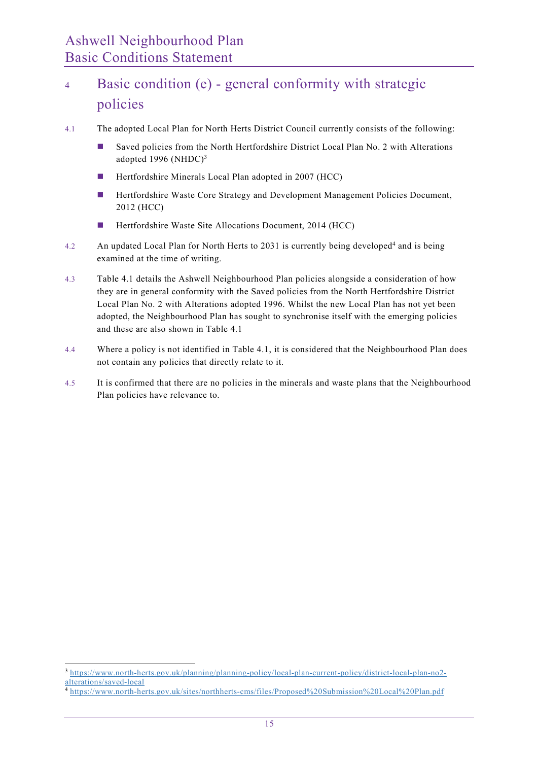## 4 Basic condition (e) - general conformity with strategic policies

4.1 The adopted Local Plan for North Herts District Council currently consists of the following:

- Saved policies from the North Hertfordshire District Local Plan No. 2 with Alterations adopted 1996 (NHDC)[3]
- Hertfordshire Minerals Local Plan adopted in 2007 (HCC)
- Hertfordshire Waste Core Strategy and Development Management Policies Document, 2012 (HCC)
- Hertfordshire Waste Site Allocations Document, 2014 (HCC)

4.2 An updated Local Plan for North Herts to 2031 is currently being developed[4] and is being examined at the time of writing.

4.3 Table 4.1 details the Ashwell Neighbourhood Plan policies alongside a consideration of how they are in general conformity with the Saved policies from the North Hertfordshire District Local Plan No. 2 with Alterations adopted 1996. Whilst the new Local Plan has not yet been adopted, the Neighbourhood Plan has sought to synchronise itself with the emerging policies and these are also shown in Table 4.1

4.4 Where a policy is not identified in Table 4.1, it is considered that the Neighbourhood Plan does not contain any policies that directly relate to it.

4.5 It is confirmed that there are no policies in the minerals and waste plans that the Neighbourhood Plan policies have relevance to.

---

[3] https://www.north-herts.gov.uk/planning/planning-policy/local-plan-current-policy/district-local-plan-no2-alterations/saved-local

[4] https://www.north-herts.gov.uk/sites/northherts-cms/files/Proposed%20Submission%20Local%20Plan.pdf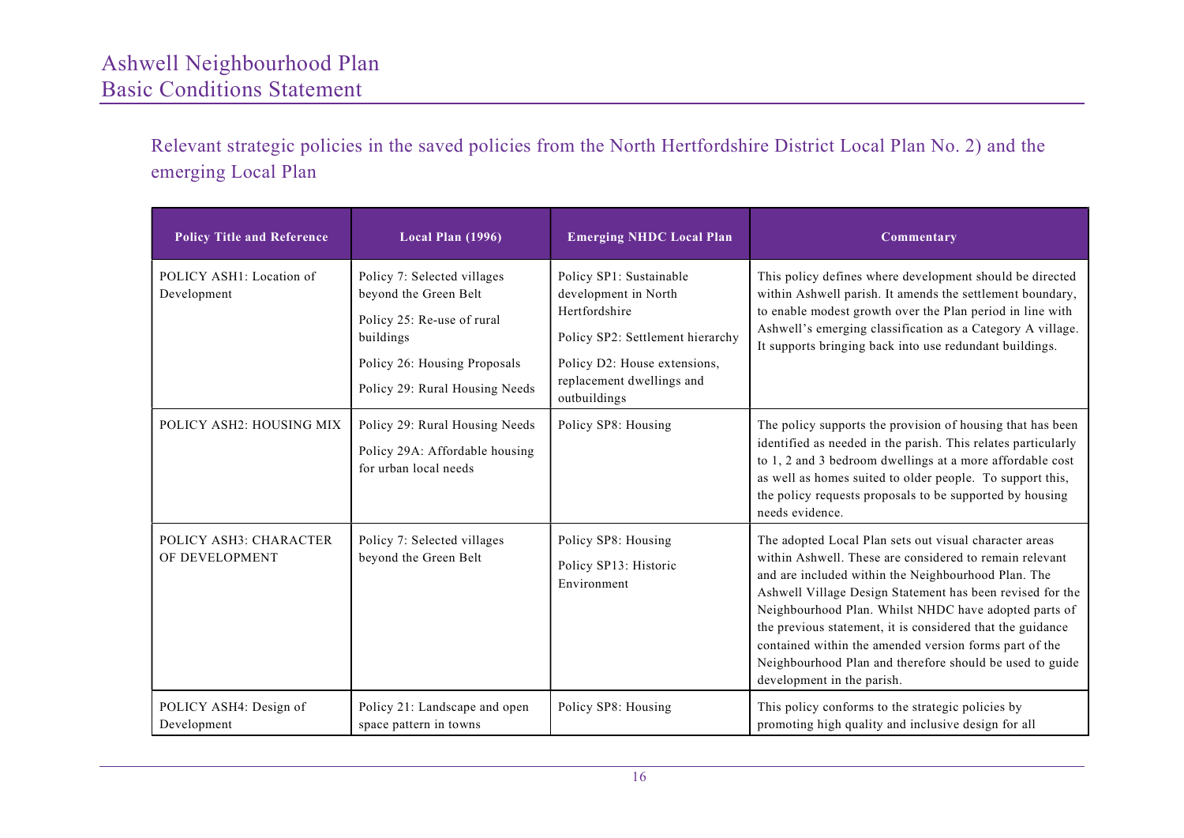## Relevant strategic policies in the saved policies from the North Hertfordshire District Local Plan No. 2) and the emerging Local Plan

| Policy Title and Reference | Local Plan (1996) | Emerging NHDC Local Plan | Commentary |
|---|---|---|---|
| POLICY ASH1: Location of Development | Policy 7: Selected villages beyond the Green Belt<br><br>Policy 25: Re-use of rural buildings<br><br>Policy 26: Housing Proposals<br><br>Policy 29: Rural Housing Needs | Policy SP1: Sustainable development in North Hertfordshire<br><br>Policy SP2: Settlement hierarchy<br><br>Policy D2: House extensions, replacement dwellings and outbuildings | This policy defines where development should be directed within Ashwell parish. It amends the settlement boundary, to enable modest growth over the Plan period in line with Ashwell's emerging classification as a Category A village. It supports bringing back into use redundant buildings. |
| POLICY ASH2: HOUSING MIX | Policy 29: Rural Housing Needs<br><br>Policy 29A: Affordable housing for urban local needs | Policy SP8: Housing | The policy supports the provision of housing that has been identified as needed in the parish. This relates particularly to 1, 2 and 3 bedroom dwellings at a more affordable cost as well as homes suited to older people. To support this, the policy requests proposals to be supported by housing needs evidence. |
| POLICY ASH3: CHARACTER OF DEVELOPMENT | Policy 7: Selected villages beyond the Green Belt | Policy SP8: Housing<br><br>Policy SP13: Historic Environment | The adopted Local Plan sets out visual character areas within Ashwell. These are considered to remain relevant and are included within the Neighbourhood Plan. The Ashwell Village Design Statement has been revised for the Neighbourhood Plan. Whilst NHDC have adopted parts of the previous statement, it is considered that the guidance contained within the amended version forms part of the Neighbourhood Plan and therefore should be used to guide development in the parish. |
| POLICY ASH4: Design of Development | Policy 21: Landscape and open space pattern in towns | Policy SP8: Housing | This policy conforms to the strategic policies by promoting high quality and inclusive design for all |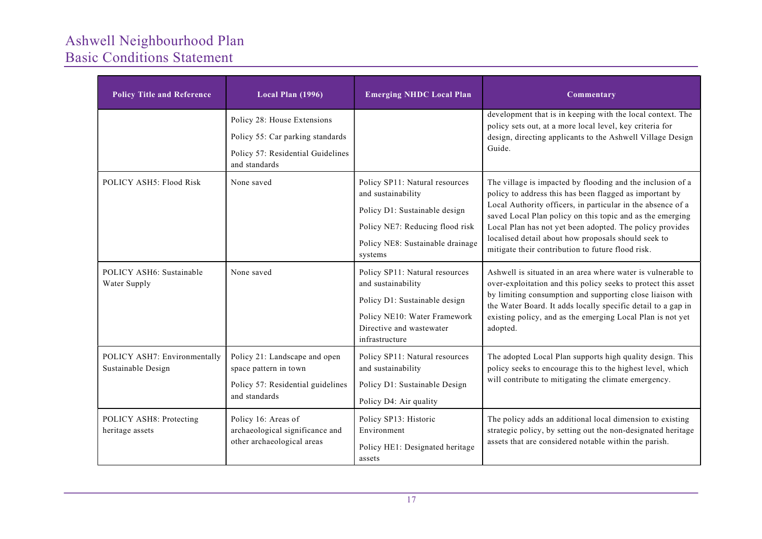| Policy Title and Reference | Local Plan (1996) | Emerging NHDC Local Plan | Commentary |
|---|---|---|---|
| | Policy 28: House Extensions<br>Policy 55: Car parking standards<br>Policy 57: Residential Guidelines and standards | | development that is in keeping with the local context. The policy sets out, at a more local level, key criteria for design, directing applicants to the Ashwell Village Design Guide. |
| POLICY ASH5: Flood Risk | None saved | Policy SP11: Natural resources and sustainability<br>Policy D1: Sustainable design<br>Policy NE7: Reducing flood risk<br>Policy NE8: Sustainable drainage systems | The village is impacted by flooding and the inclusion of a policy to address this has been flagged as important by Local Authority officers, in particular in the absence of a saved Local Plan policy on this topic and as the emerging Local Plan has not yet been adopted. The policy provides localised detail about how proposals should seek to mitigate their contribution to future flood risk. |
| POLICY ASH6: Sustainable Water Supply | None saved | Policy SP11: Natural resources and sustainability<br>Policy D1: Sustainable design<br>Policy NE10: Water Framework Directive and wastewater infrastructure | Ashwell is situated in an area where water is vulnerable to over-exploitation and this policy seeks to protect this asset by limiting consumption and supporting close liaison with the Water Board. It adds locally specific detail to a gap in existing policy, and as the emerging Local Plan is not yet adopted. |
| POLICY ASH7: Environmentally Sustainable Design | Policy 21: Landscape and open space pattern in town<br>Policy 57: Residential guidelines and standards | Policy SP11: Natural resources and sustainability<br>Policy D1: Sustainable Design<br>Policy D4: Air quality | The adopted Local Plan supports high quality design. This policy seeks to encourage this to the highest level, which will contribute to mitigating the climate emergency. |
| POLICY ASH8: Protecting heritage assets | Policy 16: Areas of archaeological significance and other archaeological areas | Policy SP13: Historic Environment<br>Policy HE1: Designated heritage assets | The policy adds an additional local dimension to existing strategic policy, by setting out the non-designated heritage assets that are considered notable within the parish. |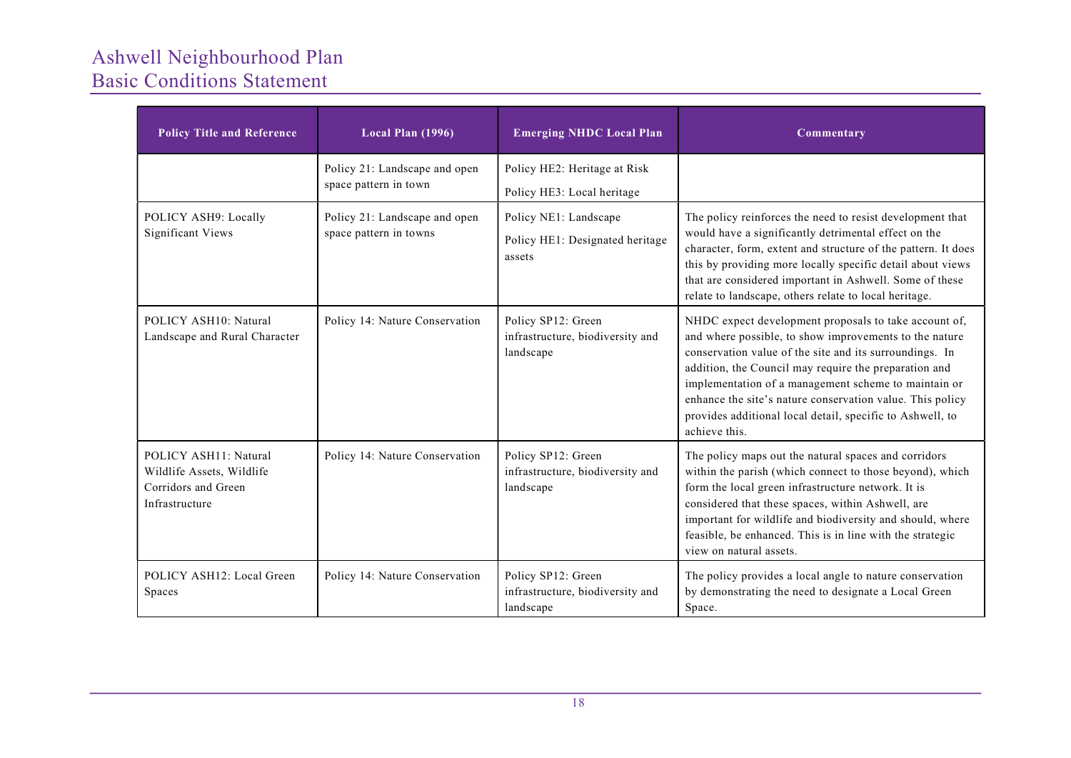| Policy Title and Reference | Local Plan (1996) | Emerging NHDC Local Plan | Commentary |
|---|---|---|---|
| | Policy 21: Landscape and open space pattern in town | Policy HE2: Heritage at Risk<br>Policy HE3: Local heritage | |
| POLICY ASH9: Locally Significant Views | Policy 21: Landscape and open space pattern in towns | Policy NE1: Landscape<br>Policy HE1: Designated heritage assets | The policy reinforces the need to resist development that would have a significantly detrimental effect on the character, form, extent and structure of the pattern. It does this by providing more locally specific detail about views that are considered important in Ashwell. Some of these relate to landscape, others relate to local heritage. |
| POLICY ASH10: Natural Landscape and Rural Character | Policy 14: Nature Conservation | Policy SP12: Green infrastructure, biodiversity and landscape | NHDC expect development proposals to take account of, and where possible, to show improvements to the nature conservation value of the site and its surroundings. In addition, the Council may require the preparation and implementation of a management scheme to maintain or enhance the site's nature conservation value. This policy provides additional local detail, specific to Ashwell, to achieve this. |
| POLICY ASH11: Natural Wildlife Assets, Wildlife Corridors and Green Infrastructure | Policy 14: Nature Conservation | Policy SP12: Green infrastructure, biodiversity and landscape | The policy maps out the natural spaces and corridors within the parish (which connect to those beyond), which form the local green infrastructure network. It is considered that these spaces, within Ashwell, are important for wildlife and biodiversity and should, where feasible, be enhanced. This is in line with the strategic view on natural assets. |
| POLICY ASH12: Local Green Spaces | Policy 14: Nature Conservation | Policy SP12: Green infrastructure, biodiversity and landscape | The policy provides a local angle to nature conservation by demonstrating the need to designate a Local Green Space. |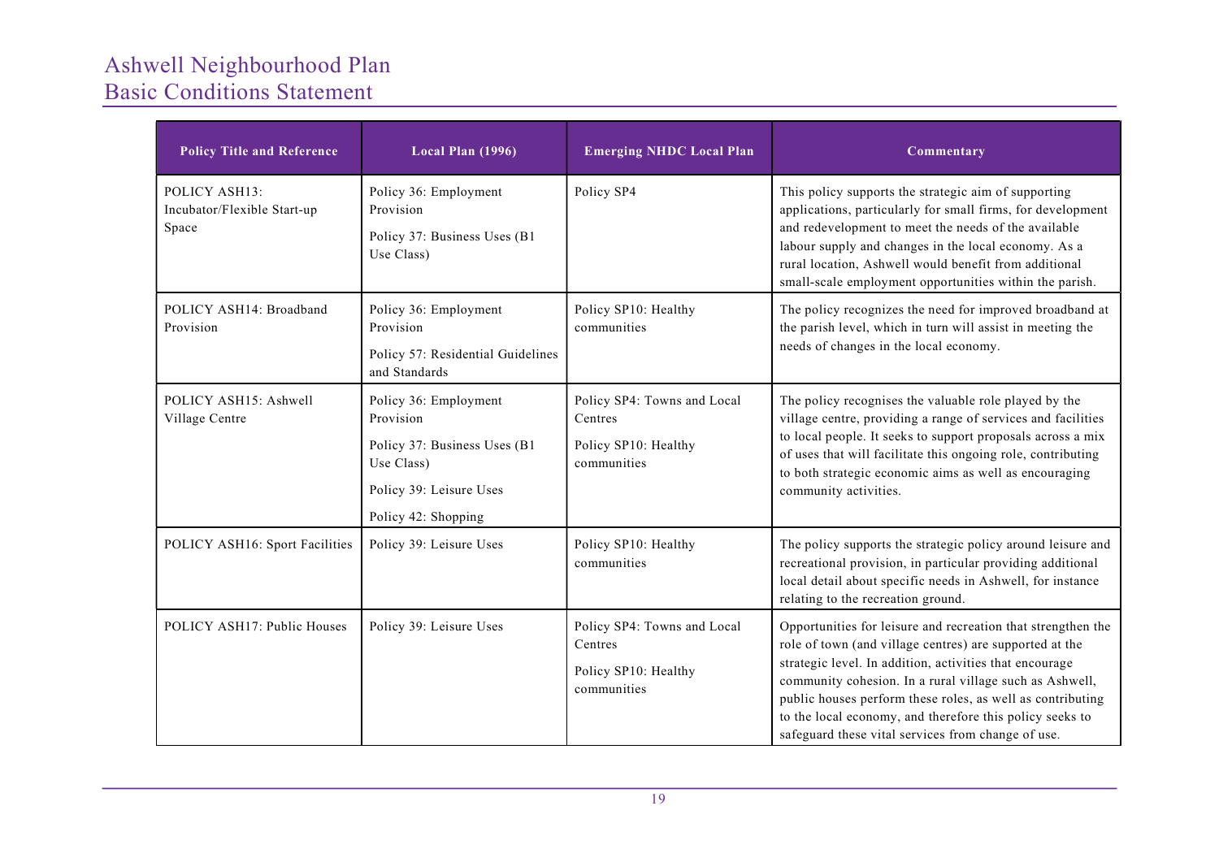| Policy Title and Reference | Local Plan (1996) | Emerging NHDC Local Plan | Commentary |
|---|---|---|---|
| POLICY ASH13: Incubator/Flexible Start-up Space | Policy 36: Employment Provision<br>Policy 37: Business Uses (B1 Use Class) | Policy SP4 | This policy supports the strategic aim of supporting applications, particularly for small firms, for development and redevelopment to meet the needs of the available labour supply and changes in the local economy. As a rural location, Ashwell would benefit from additional small-scale employment opportunities within the parish. |
| POLICY ASH14: Broadband Provision | Policy 36: Employment Provision<br>Policy 57: Residential Guidelines and Standards | Policy SP10: Healthy communities | The policy recognizes the need for improved broadband at the parish level, which in turn will assist in meeting the needs of changes in the local economy. |
| POLICY ASH15: Ashwell Village Centre | Policy 36: Employment Provision<br>Policy 37: Business Uses (B1 Use Class)<br>Policy 39: Leisure Uses<br>Policy 42: Shopping | Policy SP4: Towns and Local Centres<br>Policy SP10: Healthy communities | The policy recognises the valuable role played by the village centre, providing a range of services and facilities to local people. It seeks to support proposals across a mix of uses that will facilitate this ongoing role, contributing to both strategic economic aims as well as encouraging community activities. |
| POLICY ASH16: Sport Facilities | Policy 39: Leisure Uses | Policy SP10: Healthy communities | The policy supports the strategic policy around leisure and recreational provision, in particular providing additional local detail about specific needs in Ashwell, for instance relating to the recreation ground. |
| POLICY ASH17: Public Houses | Policy 39: Leisure Uses | Policy SP4: Towns and Local Centres<br>Policy SP10: Healthy communities | Opportunities for leisure and recreation that strengthen the role of town (and village centres) are supported at the strategic level. In addition, activities that encourage community cohesion. In a rural village such as Ashwell, public houses perform these roles, as well as contributing to the local economy, and therefore this policy seeks to safeguard these vital services from change of use. |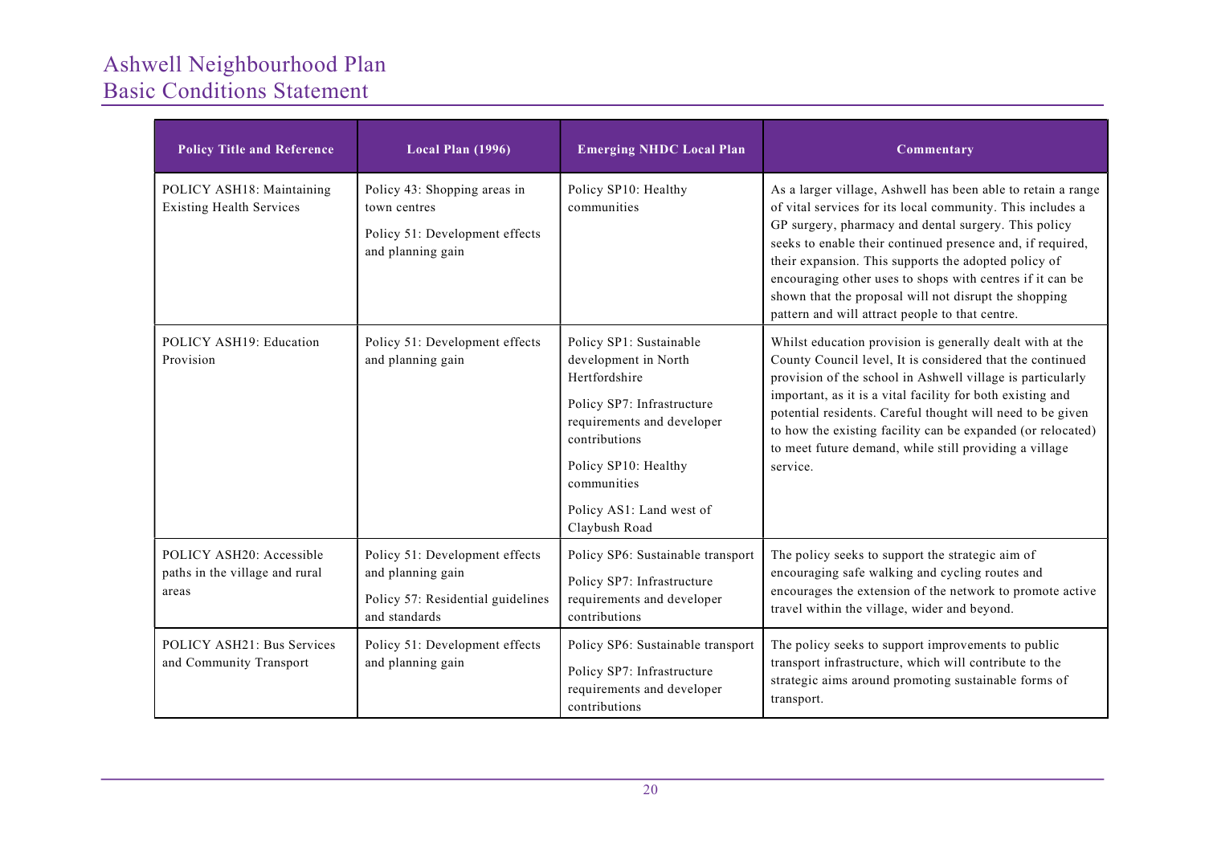| Policy Title and Reference | Local Plan (1996) | Emerging NHDC Local Plan | Commentary |
|---|---|---|---|
| POLICY ASH18: Maintaining Existing Health Services | Policy 43: Shopping areas in town centres<br><br>Policy 51: Development effects and planning gain | Policy SP10: Healthy communities | As a larger village, Ashwell has been able to retain a range of vital services for its local community. This includes a GP surgery, pharmacy and dental surgery. This policy seeks to enable their continued presence and, if required, their expansion. This supports the adopted policy of encouraging other uses to shops with centres if it can be shown that the proposal will not disrupt the shopping pattern and will attract people to that centre. |
| POLICY ASH19: Education Provision | Policy 51: Development effects and planning gain | Policy SP1: Sustainable development in North Hertfordshire<br><br>Policy SP7: Infrastructure requirements and developer contributions<br><br>Policy SP10: Healthy communities<br><br>Policy AS1: Land west of Claybush Road | Whilst education provision is generally dealt with at the County Council level, It is considered that the continued provision of the school in Ashwell village is particularly important, as it is a vital facility for both existing and potential residents. Careful thought will need to be given to how the existing facility can be expanded (or relocated) to meet future demand, while still providing a village service. |
| POLICY ASH20: Accessible paths in the village and rural areas | Policy 51: Development effects and planning gain<br><br>Policy 57: Residential guidelines and standards | Policy SP6: Sustainable transport<br><br>Policy SP7: Infrastructure requirements and developer contributions | The policy seeks to support the strategic aim of encouraging safe walking and cycling routes and encourages the extension of the network to promote active travel within the village, wider and beyond. |
| POLICY ASH21: Bus Services and Community Transport | Policy 51: Development effects and planning gain | Policy SP6: Sustainable transport<br><br>Policy SP7: Infrastructure requirements and developer contributions | The policy seeks to support improvements to public transport infrastructure, which will contribute to the strategic aims around promoting sustainable forms of transport. |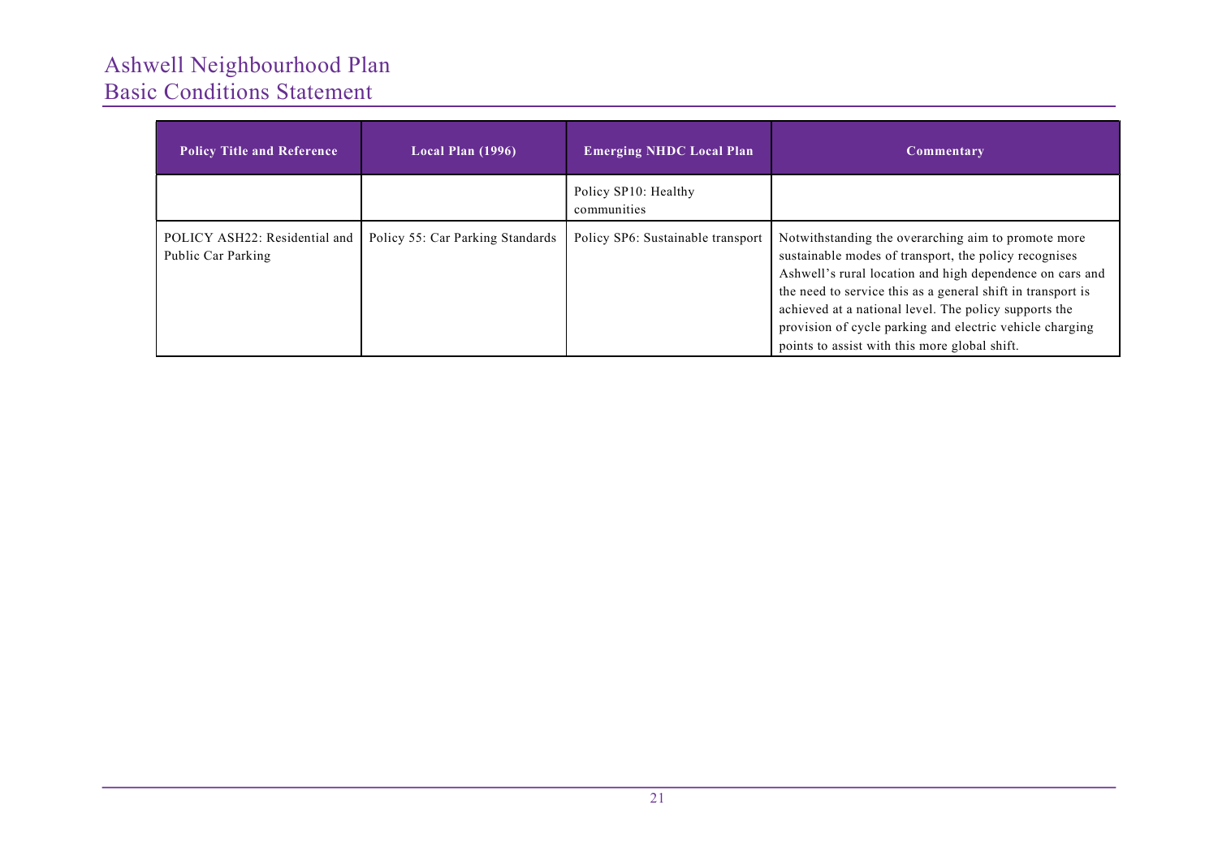| Policy Title and Reference | Local Plan (1996) | Emerging NHDC Local Plan | Commentary |
| --- | --- | --- | --- |
| | | Policy SP10: Healthy communities | |
| POLICY ASH22: Residential and Public Car Parking | Policy 55: Car Parking Standards | Policy SP6: Sustainable transport | Notwithstanding the overarching aim to promote more sustainable modes of transport, the policy recognises Ashwell's rural location and high dependence on cars and the need to service this as a general shift in transport is achieved at a national level. The policy supports the provision of cycle parking and electric vehicle charging points to assist with this more global shift. |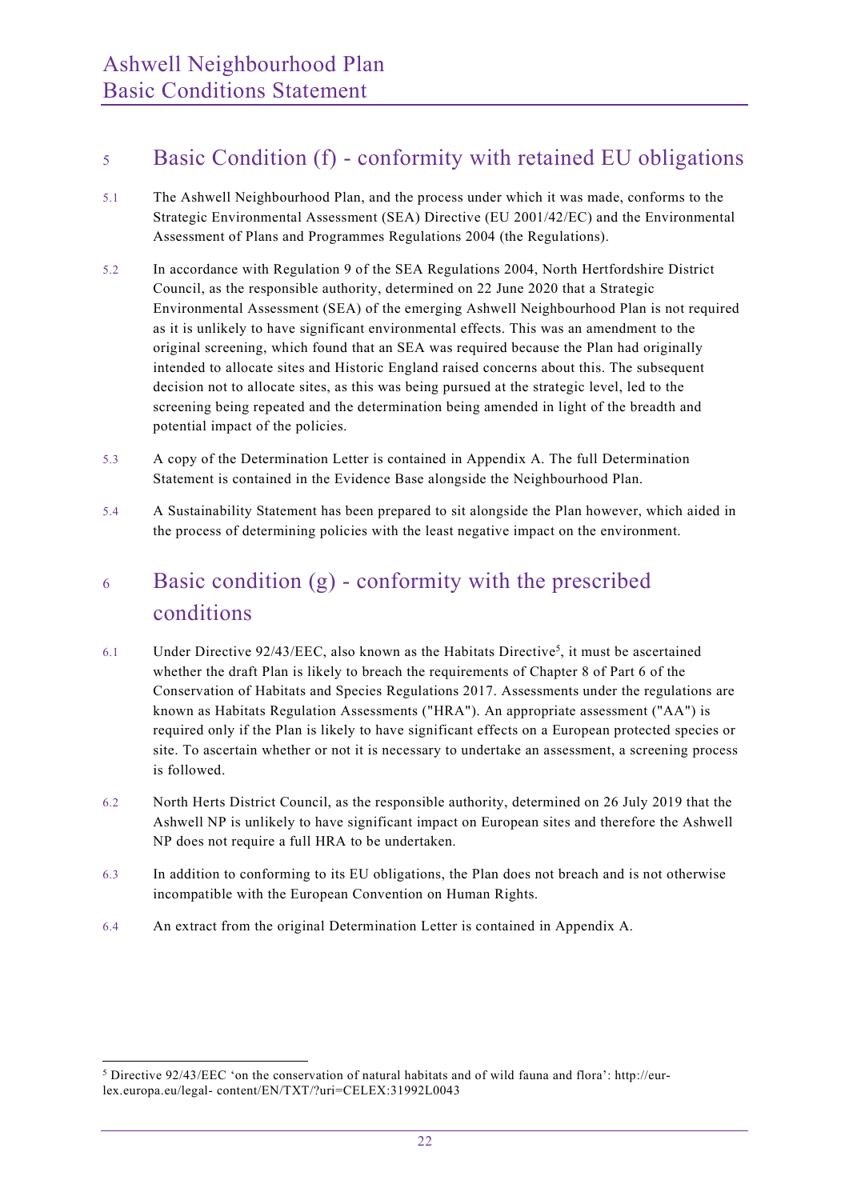## 5 Basic Condition (f) - conformity with retained EU obligations

5.1 The Ashwell Neighbourhood Plan, and the process under which it was made, conforms to the Strategic Environmental Assessment (SEA) Directive (EU 2001/42/EC) and the Environmental Assessment of Plans and Programmes Regulations 2004 (the Regulations).

5.2 In accordance with Regulation 9 of the SEA Regulations 2004, North Hertfordshire District Council, as the responsible authority, determined on 22 June 2020 that a Strategic Environmental Assessment (SEA) of the emerging Ashwell Neighbourhood Plan is not required as it is unlikely to have significant environmental effects. This was an amendment to the original screening, which found that an SEA was required because the Plan had originally intended to allocate sites and Historic England raised concerns about this. The subsequent decision not to allocate sites, as this was being pursued at the strategic level, led to the screening being repeated and the determination being amended in light of the breadth and potential impact of the policies.

5.3 A copy of the Determination Letter is contained in Appendix A. The full Determination Statement is contained in the Evidence Base alongside the Neighbourhood Plan.

5.4 A Sustainability Statement has been prepared to sit alongside the Plan however, which aided in the process of determining policies with the least negative impact on the environment.

## 6 Basic condition (g) - conformity with the prescribed conditions

6.1 Under Directive 92/43/EEC, also known as the Habitats Directive[5], it must be ascertained whether the draft Plan is likely to breach the requirements of Chapter 8 of Part 6 of the Conservation of Habitats and Species Regulations 2017. Assessments under the regulations are known as Habitats Regulation Assessments ("HRA"). An appropriate assessment ("AA") is required only if the Plan is likely to have significant effects on a European protected species or site. To ascertain whether or not it is necessary to undertake an assessment, a screening process is followed.

6.2 North Herts District Council, as the responsible authority, determined on 26 July 2019 that the Ashwell NP is unlikely to have significant impact on European sites and therefore the Ashwell NP does not require a full HRA to be undertaken.

6.3 In addition to conforming to its EU obligations, the Plan does not breach and is not otherwise incompatible with the European Convention on Human Rights.

6.4 An extract from the original Determination Letter is contained in Appendix A.

---

[5] Directive 92/43/EEC 'on the conservation of natural habitats and of wild fauna and flora': http://eur-lex.europa.eu/legal- content/EN/TXT/?uri=CELEX:31992L0043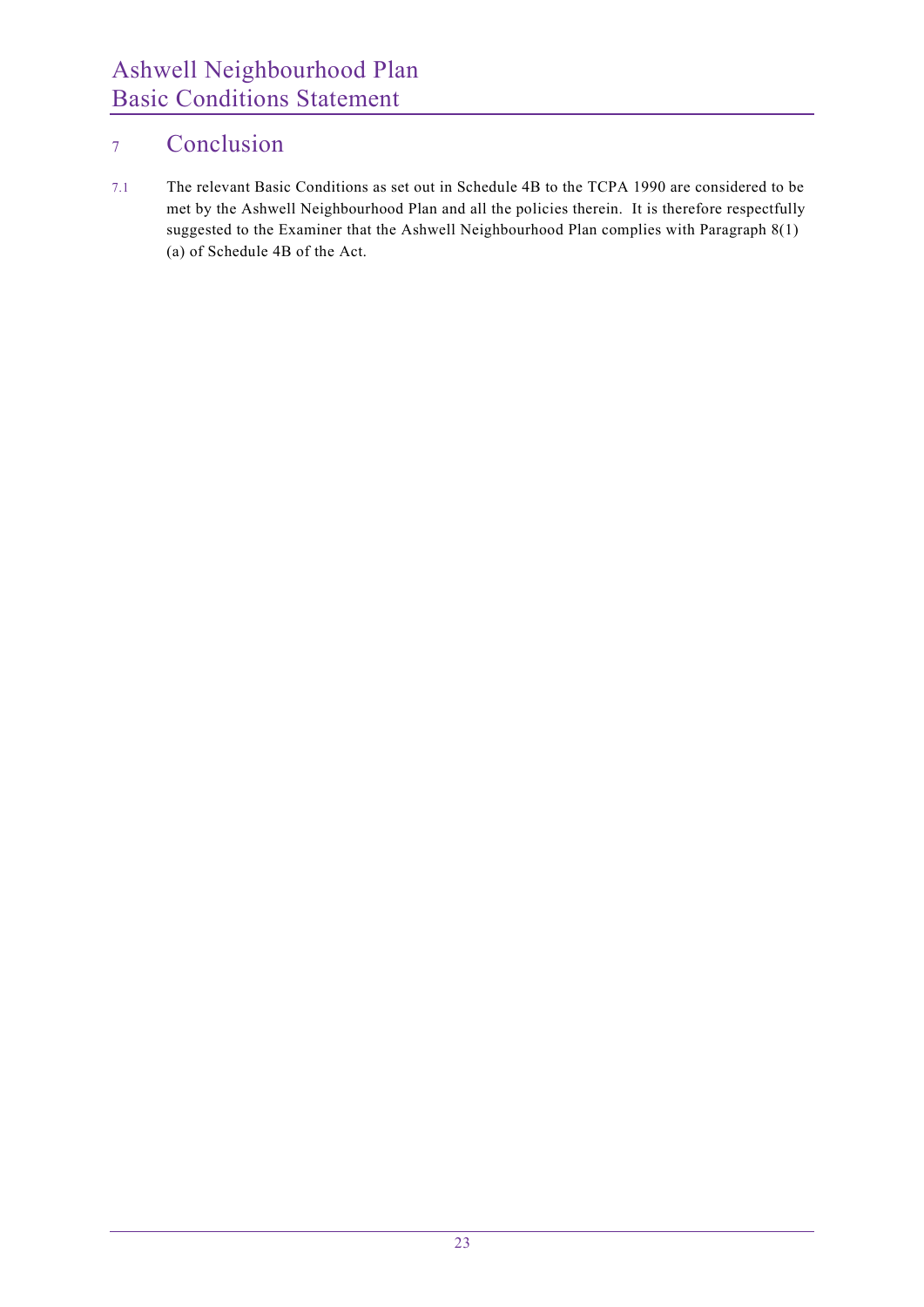## 7 Conclusion

7.1 The relevant Basic Conditions as set out in Schedule 4B to the TCPA 1990 are considered to be met by the Ashwell Neighbourhood Plan and all the policies therein. It is therefore respectfully suggested to the Examiner that the Ashwell Neighbourhood Plan complies with Paragraph 8(1) (a) of Schedule 4B of the Act.